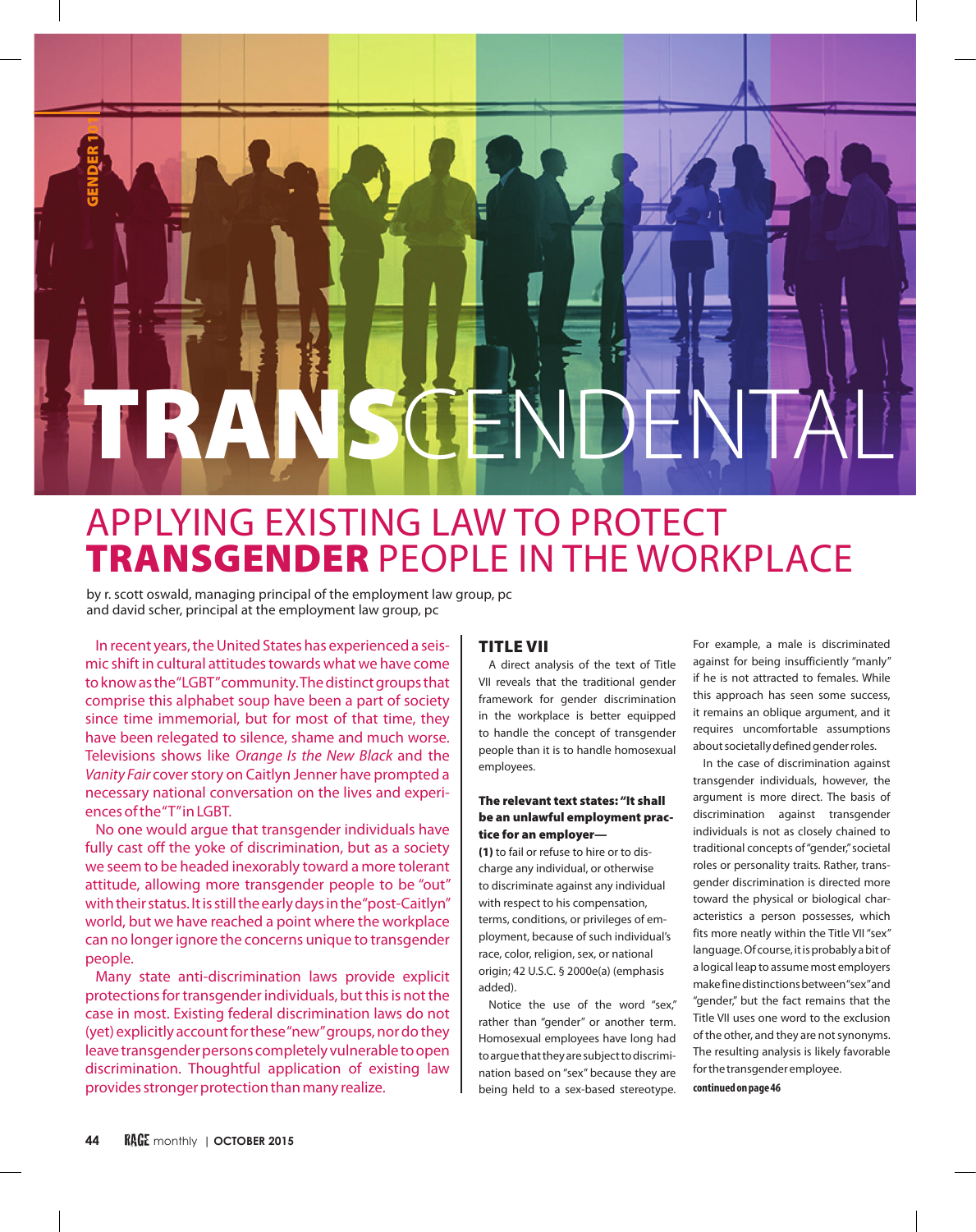GENDER 101

# TRANSCENDENTAL

## APPLYING EXISTING LAW TO PROTECT **TRANSGENDER** PEOPLE IN THE WORKPLACE

by r. scott oswald, managing principal of the employment law group, pc
and david scher, principal at the employment law group, pc

In recent years, the United States has experienced a seismic shift in cultural attitudes towards what we have come to know as the "LGBT" community. The distinct groups that comprise this alphabet soup have been a part of society since time immemorial, but for most of that time, they have been relegated to silence, shame and much worse. Televisions shows like *Orange Is the New Black* and the *Vanity Fair* cover story on Caitlyn Jenner have prompted a necessary national conversation on the lives and experiences of the "T" in LGBT.

No one would argue that transgender individuals have fully cast off the yoke of discrimination, but as a society we seem to be headed inexorably toward a more tolerant attitude, allowing more transgender people to be "out" with their status. It is still the early days in the "post-Caitlyn" world, but we have reached a point where the workplace can no longer ignore the concerns unique to transgender people.

Many state anti-discrimination laws provide explicit protections for transgender individuals, but this is not the case in most. Existing federal discrimination laws do not (yet) explicitly account for these "new" groups, nor do they leave transgender persons completely vulnerable to open discrimination. Thoughtful application of existing law provides stronger protection than many realize.

### TITLE VII

A direct analysis of the text of Title VII reveals that the traditional gender framework for gender discrimination in the workplace is better equipped to handle the concept of transgender people than it is to handle homosexual employees.

**The relevant text states: "It shall be an unlawful employment practice for an employer—**

**(1)** to fail or refuse to hire or to discharge any individual, or otherwise to discriminate against any individual with respect to his compensation, terms, conditions, or privileges of employment, because of such individual's race, color, religion, sex, or national origin; 42 U.S.C. § 2000e(a) (emphasis added).

Notice the use of the word "sex," rather than "gender" or another term. Homosexual employees have long had to argue that they are subject to discrimination based on "sex" because they are being held to a sex-based stereotype. For example, a male is discriminated against for being insufficiently "manly" if he is not attracted to females. While this approach has seen some success, it remains an oblique argument, and it requires uncomfortable assumptions about societally defined gender roles.

In the case of discrimination against transgender individuals, however, the argument is more direct. The basis of discrimination against transgender individuals is not as closely chained to traditional concepts of "gender," societal roles or personality traits. Rather, transgender discrimination is directed more toward the physical or biological characteristics a person possesses, which fits more neatly within the Title VII "sex" language. Of course, it is probably a bit of a logical leap to assume most employers make fine distinctions between "sex" and "gender," but the fact remains that the Title VII uses one word to the exclusion of the other, and they are not synonyms. The resulting analysis is likely favorable for the transgender employee.

**continued on page 46**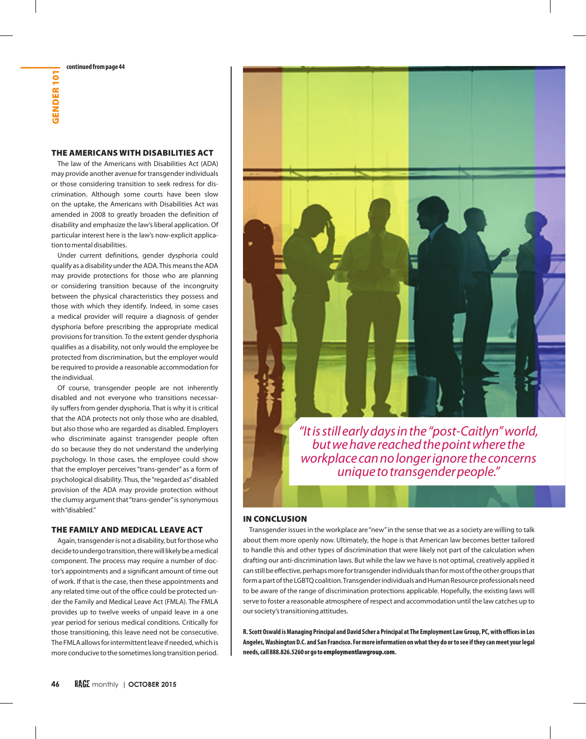continued from page 44

## THE AMERICANS WITH DISABILITIES ACT

The law of the Americans with Disabilities Act (ADA) may provide another avenue for transgender individuals or those considering transition to seek redress for discrimination. Although some courts have been slow on the uptake, the Americans with Disabilities Act was amended in 2008 to greatly broaden the definition of disability and emphasize the law's liberal application. Of particular interest here is the law's now-explicit application to mental disabilities.

Under current definitions, gender dysphoria could qualify as a disability under the ADA. This means the ADA may provide protections for those who are planning or considering transition because of the incongruity between the physical characteristics they possess and those with which they identify. Indeed, in some cases a medical provider will require a diagnosis of gender dysphoria before prescribing the appropriate medical provisions for transition. To the extent gender dysphoria qualifies as a disability, not only would the employee be protected from discrimination, but the employer would be required to provide a reasonable accommodation for the individual.

Of course, transgender people are not inherently disabled and not everyone who transitions necessarily suffers from gender dysphoria. That is why it is critical that the ADA protects not only those who are disabled, but also those who are regarded as disabled. Employers who discriminate against transgender people often do so because they do not understand the underlying psychology. In those cases, the employee could show that the employer perceives "trans-gender" as a form of psychological disability. Thus, the "regarded as" disabled provision of the ADA may provide protection without the clumsy argument that "trans-gender" is synonymous with "disabled."

## THE FAMILY AND MEDICAL LEAVE ACT

Again, transgender is not a disability, but for those who decide to undergo transition, there will likely be a medical component. The process may require a number of doctor's appointments and a significant amount of time out of work. If that is the case, then these appointments and any related time out of the office could be protected under the Family and Medical Leave Act (FMLA). The FMLA provides up to twelve weeks of unpaid leave in a one year period for serious medical conditions. Critically for those transitioning, this leave need not be consecutive. The FMLA allows for intermittent leave if needed, which is more conducive to the sometimes long transition period.

*"It is still early days in the "post-Caitlyn" world, but we have reached the point where the workplace can no longer ignore the concerns unique to transgender people."*

## IN CONCLUSION

Transgender issues in the workplace are "new" in the sense that we as a society are willing to talk about them more openly now. Ultimately, the hope is that American law becomes better tailored to handle this and other types of discrimination that were likely not part of the calculation when drafting our anti-discrimination laws. But while the law we have is not optimal, creatively applied it can still be effective, perhaps more for transgender individuals than for most of the other groups that form a part of the LGBTQ coalition. Transgender individuals and Human Resource professionals need to be aware of the range of discrimination protections applicable. Hopefully, the existing laws will serve to foster a reasonable atmosphere of respect and accommodation until the law catches up to our society's transitioning attitudes.

**R. Scott Oswald is Managing Principal and David Scher a Principal at The Employment Law Group, PC, with offices in Los Angeles, Washington D.C. and San Francisco. For more information on what they do or to see if they can meet your legal needs, call 888.826.5260 or go to employmentlawgroup.com.**